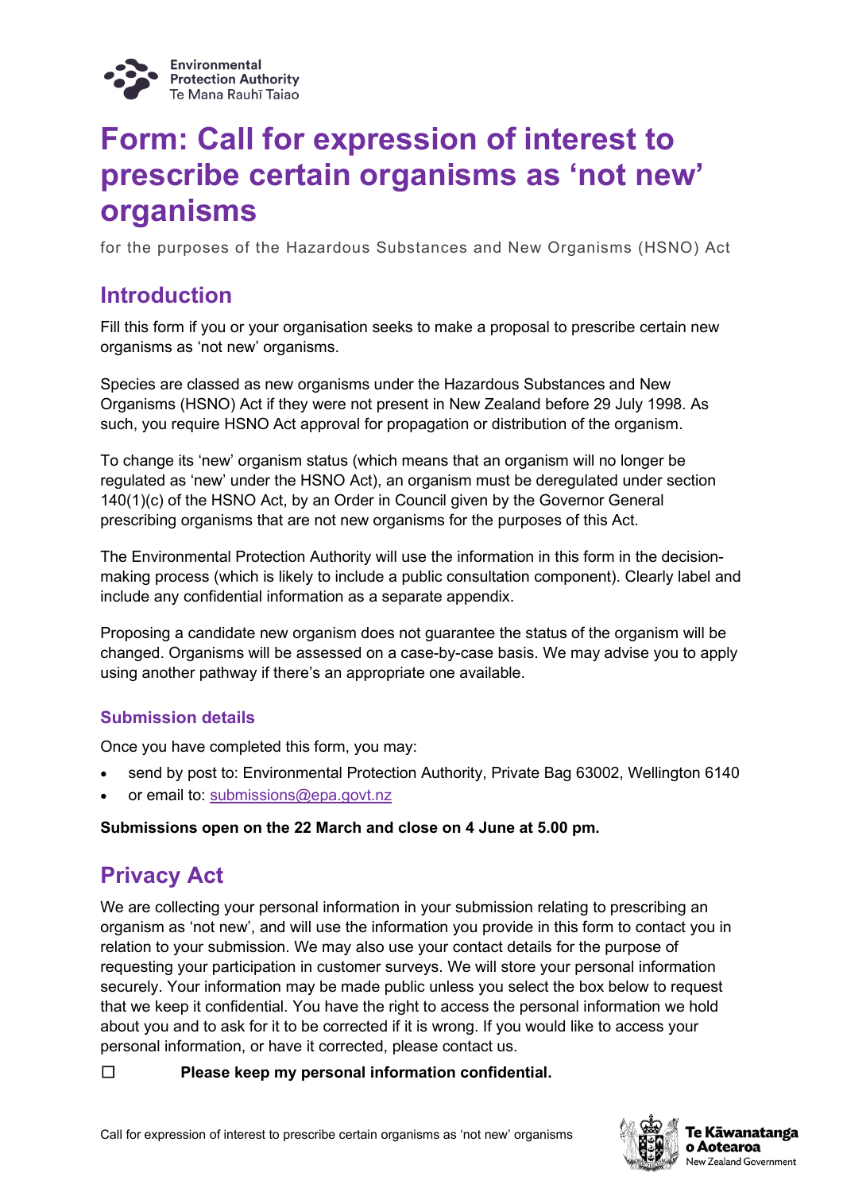Environmental Protection Authority
Te Mana Rauhī Taiao

# Form: Call for expression of interest to prescribe certain organisms as 'not new' organisms

for the purposes of the Hazardous Substances and New Organisms (HSNO) Act

## Introduction

Fill this form if you or your organisation seeks to make a proposal to prescribe certain new organisms as 'not new' organisms.

Species are classed as new organisms under the Hazardous Substances and New Organisms (HSNO) Act if they were not present in New Zealand before 29 July 1998. As such, you require HSNO Act approval for propagation or distribution of the organism.

To change its 'new' organism status (which means that an organism will no longer be regulated as 'new' under the HSNO Act), an organism must be deregulated under section 140(1)(c) of the HSNO Act, by an Order in Council given by the Governor General prescribing organisms that are not new organisms for the purposes of this Act.

The Environmental Protection Authority will use the information in this form in the decision-making process (which is likely to include a public consultation component). Clearly label and include any confidential information as a separate appendix.

Proposing a candidate new organism does not guarantee the status of the organism will be changed. Organisms will be assessed on a case-by-case basis. We may advise you to apply using another pathway if there's an appropriate one available.

### Submission details

Once you have completed this form, you may:

- send by post to: Environmental Protection Authority, Private Bag 63002, Wellington 6140
- or email to: submissions@epa.govt.nz

**Submissions open on the 22 March and close on 4 June at 5.00 pm.**

## Privacy Act

We are collecting your personal information in your submission relating to prescribing an organism as 'not new', and will use the information you provide in this form to contact you in relation to your submission. We may also use your contact details for the purpose of requesting your participation in customer surveys. We will store your personal information securely. Your information may be made public unless you select the box below to request that we keep it confidential. You have the right to access the personal information we hold about you and to ask for it to be corrected if it is wrong. If you would like to access your personal information, or have it corrected, please contact us.

☐ **Please keep my personal information confidential.**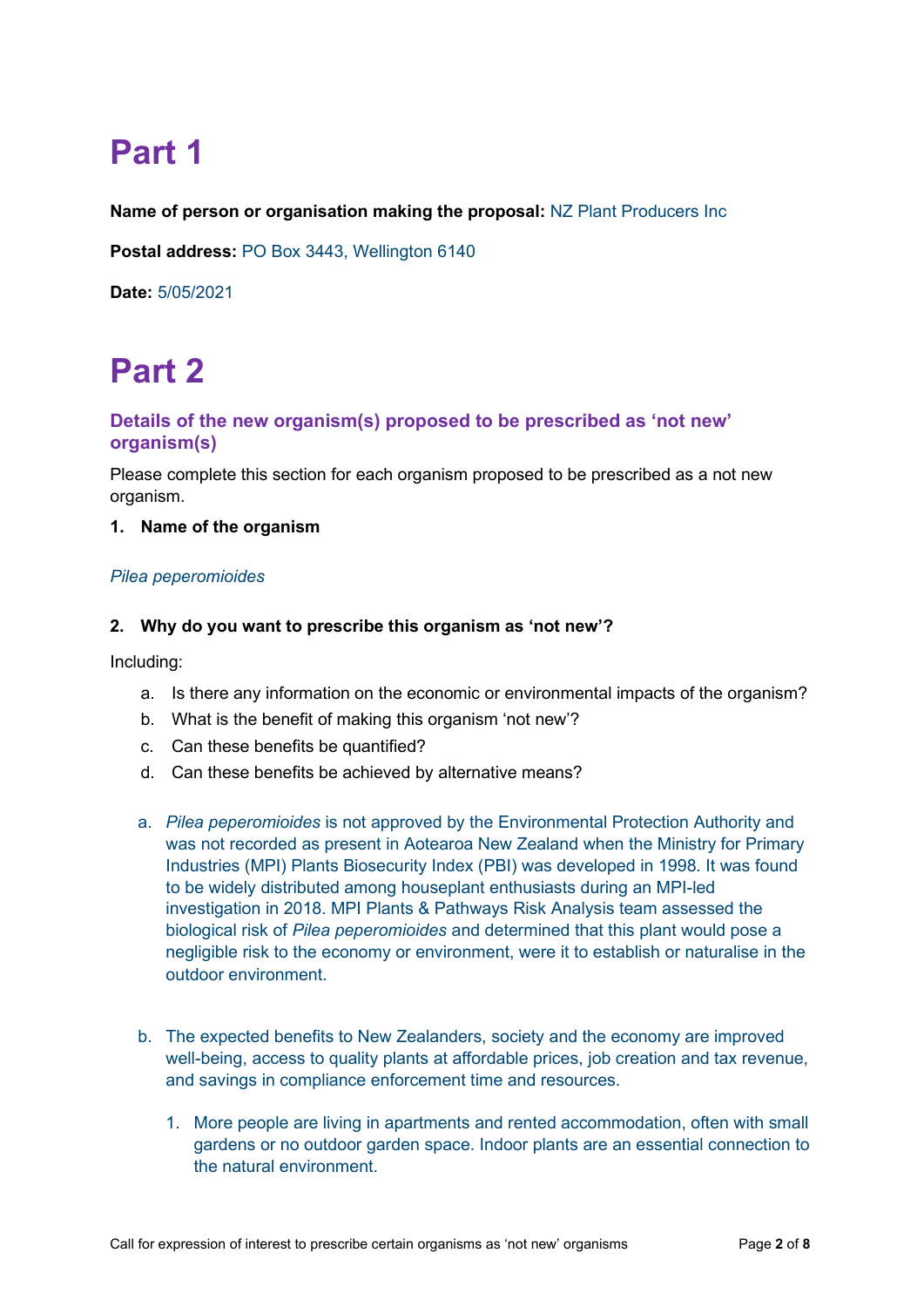# Part 1

**Name of person or organisation making the proposal:** NZ Plant Producers Inc

**Postal address:** PO Box 3443, Wellington 6140

**Date:** 5/05/2021

# Part 2

## Details of the new organism(s) proposed to be prescribed as 'not new' organism(s)

Please complete this section for each organism proposed to be prescribed as a not new organism.

**1. Name of the organism**

*Pilea peperomioides*

**2. Why do you want to prescribe this organism as 'not new'?**

Including:

a. Is there any information on the economic or environmental impacts of the organism?
b. What is the benefit of making this organism 'not new'?
c. Can these benefits be quantified?
d. Can these benefits be achieved by alternative means?

a. *Pilea peperomioides* is not approved by the Environmental Protection Authority and was not recorded as present in Aotearoa New Zealand when the Ministry for Primary Industries (MPI) Plants Biosecurity Index (PBI) was developed in 1998. It was found to be widely distributed among houseplant enthusiasts during an MPI-led investigation in 2018. MPI Plants & Pathways Risk Analysis team assessed the biological risk of *Pilea peperomioides* and determined that this plant would pose a negligible risk to the economy or environment, were it to establish or naturalise in the outdoor environment.

b. The expected benefits to New Zealanders, society and the economy are improved well-being, access to quality plants at affordable prices, job creation and tax revenue, and savings in compliance enforcement time and resources.

   1. More people are living in apartments and rented accommodation, often with small gardens or no outdoor garden space. Indoor plants are an essential connection to the natural environment.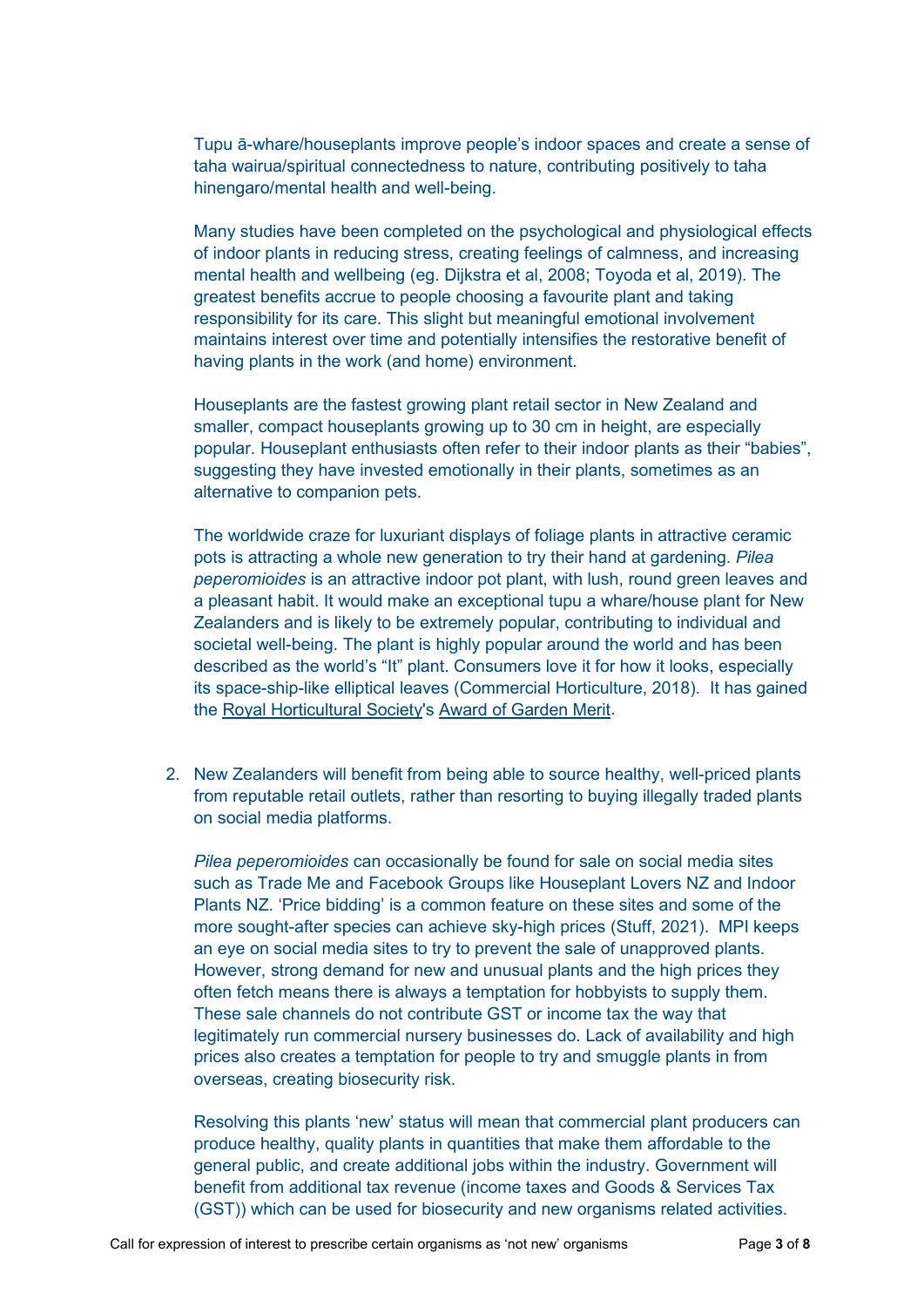Tupu ā-whare/houseplants improve people's indoor spaces and create a sense of taha wairua/spiritual connectedness to nature, contributing positively to taha hinengaro/mental health and well-being.

Many studies have been completed on the psychological and physiological effects of indoor plants in reducing stress, creating feelings of calmness, and increasing mental health and wellbeing (eg. Dijkstra et al, 2008; Toyoda et al, 2019). The greatest benefits accrue to people choosing a favourite plant and taking responsibility for its care. This slight but meaningful emotional involvement maintains interest over time and potentially intensifies the restorative benefit of having plants in the work (and home) environment.

Houseplants are the fastest growing plant retail sector in New Zealand and smaller, compact houseplants growing up to 30 cm in height, are especially popular. Houseplant enthusiasts often refer to their indoor plants as their "babies", suggesting they have invested emotionally in their plants, sometimes as an alternative to companion pets.

The worldwide craze for luxuriant displays of foliage plants in attractive ceramic pots is attracting a whole new generation to try their hand at gardening. *Pilea peperomioides* is an attractive indoor pot plant, with lush, round green leaves and a pleasant habit. It would make an exceptional tupu a whare/house plant for New Zealanders and is likely to be extremely popular, contributing to individual and societal well-being. The plant is highly popular around the world and has been described as the world's "It" plant. Consumers love it for how it looks, especially its space-ship-like elliptical leaves (Commercial Horticulture, 2018). It has gained the Royal Horticultural Society's Award of Garden Merit.

2. New Zealanders will benefit from being able to source healthy, well-priced plants from reputable retail outlets, rather than resorting to buying illegally traded plants on social media platforms.

   *Pilea peperomioides* can occasionally be found for sale on social media sites such as Trade Me and Facebook Groups like Houseplant Lovers NZ and Indoor Plants NZ. 'Price bidding' is a common feature on these sites and some of the more sought-after species can achieve sky-high prices (Stuff, 2021). MPI keeps an eye on social media sites to try to prevent the sale of unapproved plants. However, strong demand for new and unusual plants and the high prices they often fetch means there is always a temptation for hobbyists to supply them. These sale channels do not contribute GST or income tax the way that legitimately run commercial nursery businesses do. Lack of availability and high prices also creates a temptation for people to try and smuggle plants in from overseas, creating biosecurity risk.

   Resolving this plants 'new' status will mean that commercial plant producers can produce healthy, quality plants in quantities that make them affordable to the general public, and create additional jobs within the industry. Government will benefit from additional tax revenue (income taxes and Goods & Services Tax (GST)) which can be used for biosecurity and new organisms related activities.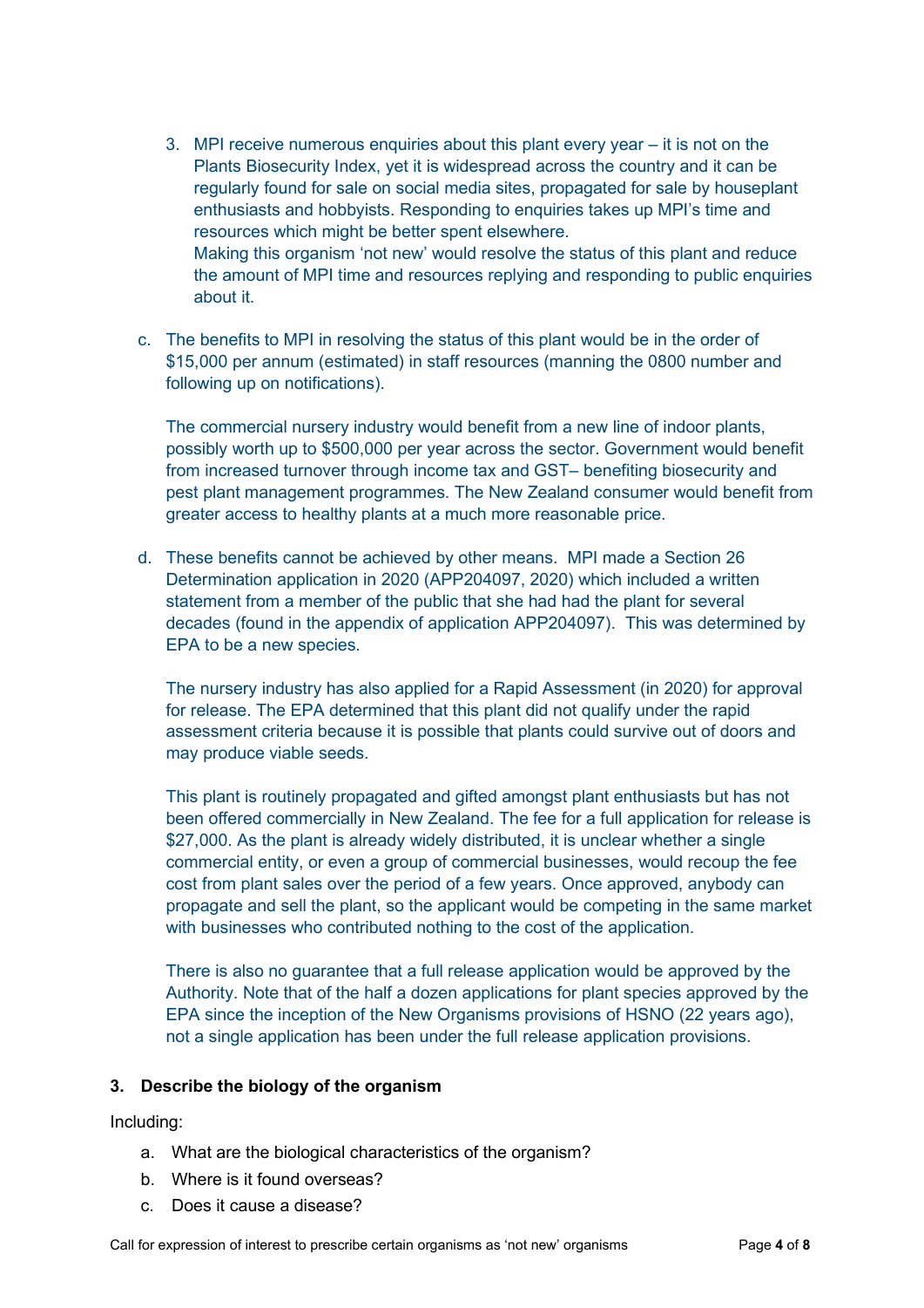3. MPI receive numerous enquiries about this plant every year – it is not on the Plants Biosecurity Index, yet it is widespread across the country and it can be regularly found for sale on social media sites, propagated for sale by houseplant enthusiasts and hobbyists. Responding to enquiries takes up MPI's time and resources which might be better spent elsewhere.
   Making this organism 'not new' would resolve the status of this plant and reduce the amount of MPI time and resources replying and responding to public enquiries about it.

c. The benefits to MPI in resolving the status of this plant would be in the order of $15,000 per annum (estimated) in staff resources (manning the 0800 number and following up on notifications).

   The commercial nursery industry would benefit from a new line of indoor plants, possibly worth up to $500,000 per year across the sector. Government would benefit from increased turnover through income tax and GST– benefiting biosecurity and pest plant management programmes. The New Zealand consumer would benefit from greater access to healthy plants at a much more reasonable price.

d. These benefits cannot be achieved by other means. MPI made a Section 26 Determination application in 2020 (APP204097, 2020) which included a written statement from a member of the public that she had had the plant for several decades (found in the appendix of application APP204097). This was determined by EPA to be a new species.

   The nursery industry has also applied for a Rapid Assessment (in 2020) for approval for release. The EPA determined that this plant did not qualify under the rapid assessment criteria because it is possible that plants could survive out of doors and may produce viable seeds.

   This plant is routinely propagated and gifted amongst plant enthusiasts but has not been offered commercially in New Zealand. The fee for a full application for release is $27,000. As the plant is already widely distributed, it is unclear whether a single commercial entity, or even a group of commercial businesses, would recoup the fee cost from plant sales over the period of a few years. Once approved, anybody can propagate and sell the plant, so the applicant would be competing in the same market with businesses who contributed nothing to the cost of the application.

   There is also no guarantee that a full release application would be approved by the Authority. Note that of the half a dozen applications for plant species approved by the EPA since the inception of the New Organisms provisions of HSNO (22 years ago), not a single application has been under the full release application provisions.

### 3. Describe the biology of the organism

Including:

a. What are the biological characteristics of the organism?
b. Where is it found overseas?
c. Does it cause a disease?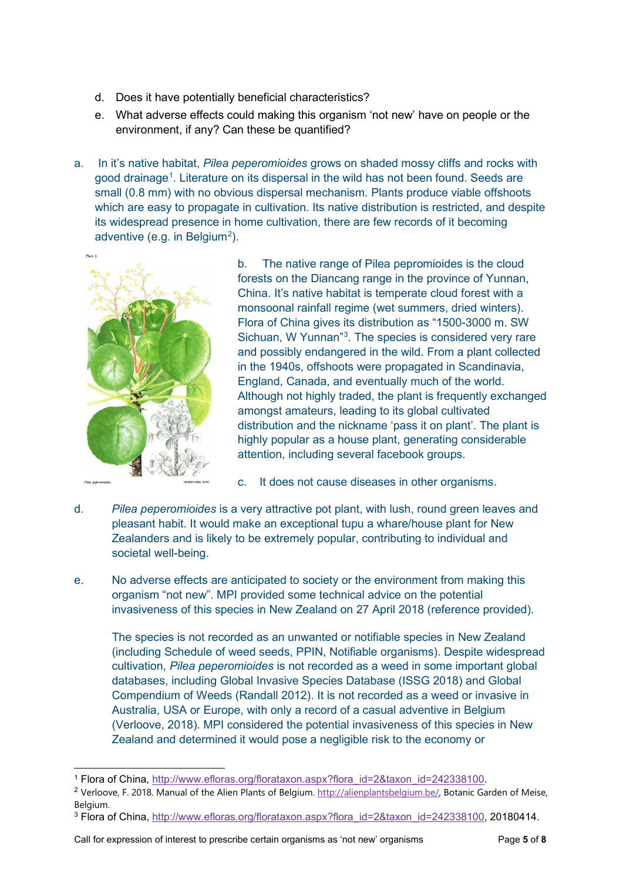d. Does it have potentially beneficial characteristics?

e. What adverse effects could making this organism 'not new' have on people or the environment, if any? Can these be quantified?

a. In it's native habitat, *Pilea peperomioides* grows on shaded mossy cliffs and rocks with good drainage[1]. Literature on its dispersal in the wild has not been found. Seeds are small (0.8 mm) with no obvious dispersal mechanism. Plants produce viable offshoots which are easy to propagate in cultivation. Its native distribution is restricted, and despite its widespread presence in home cultivation, there are few records of it becoming adventive (e.g. in Belgium[2]).

b. The native range of Pilea pepromioides is the cloud forests on the Diancang range in the province of Yunnan, China. It's native habitat is temperate cloud forest with a monsoonal rainfall regime (wet summers, dried winters). Flora of China gives its distribution as "1500-3000 m. SW Sichuan, W Yunnan"[3]. The species is considered very rare and possibly endangered in the wild. From a plant collected in the 1940s, offshoots were propagated in Scandinavia, England, Canada, and eventually much of the world. Although not highly traded, the plant is frequently exchanged amongst amateurs, leading to its global cultivated distribution and the nickname 'pass it on plant'. The plant is highly popular as a house plant, generating considerable attention, including several facebook groups.

c. It does not cause diseases in other organisms.

d. *Pilea peperomioides* is a very attractive pot plant, with lush, round green leaves and pleasant habit. It would make an exceptional tupu a whare/house plant for New Zealanders and is likely to be extremely popular, contributing to individual and societal well-being.

e. No adverse effects are anticipated to society or the environment from making this organism "not new". MPI provided some technical advice on the potential invasiveness of this species in New Zealand on 27 April 2018 (reference provided).

The species is not recorded as an unwanted or notifiable species in New Zealand (including Schedule of weed seeds, PPIN, Notifiable organisms). Despite widespread cultivation, *Pilea peperomioides* is not recorded as a weed in some important global databases, including Global Invasive Species Database (ISSG 2018) and Global Compendium of Weeds (Randall 2012). It is not recorded as a weed or invasive in Australia, USA or Europe, with only a record of a casual adventive in Belgium (Verloove, 2018). MPI considered the potential invasiveness of this species in New Zealand and determined it would pose a negligible risk to the economy or

---

[1] Flora of China, http://www.efloras.org/florataxon.aspx?flora_id=2&taxon_id=242338100.

[2] Verloove, F. 2018. Manual of the Alien Plants of Belgium. http://alienplantsbelgium.be/, Botanic Garden of Meise, Belgium.

[3] Flora of China, http://www.efloras.org/florataxon.aspx?flora_id=2&taxon_id=242338100, 20180414.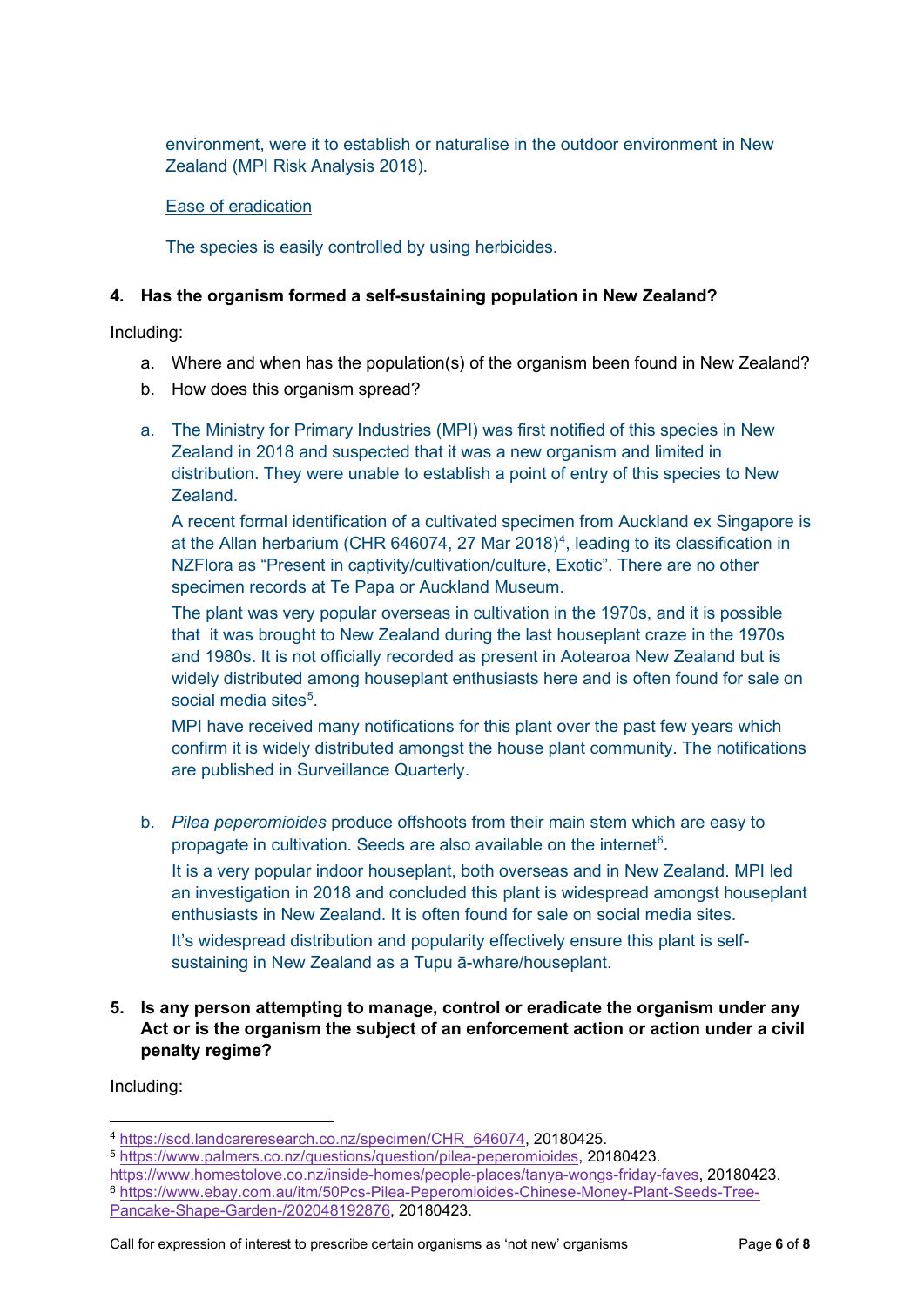environment, were it to establish or naturalise in the outdoor environment in New Zealand (MPI Risk Analysis 2018).

Ease of eradication

The species is easily controlled by using herbicides.

**4. Has the organism formed a self-sustaining population in New Zealand?**

Including:

a. Where and when has the population(s) of the organism been found in New Zealand?
b. How does this organism spread?

a. The Ministry for Primary Industries (MPI) was first notified of this species in New Zealand in 2018 and suspected that it was a new organism and limited in distribution. They were unable to establish a point of entry of this species to New Zealand.

   A recent formal identification of a cultivated specimen from Auckland ex Singapore is at the Allan herbarium (CHR 646074, 27 Mar 2018)[4], leading to its classification in NZFlora as "Present in captivity/cultivation/culture, Exotic". There are no other specimen records at Te Papa or Auckland Museum.

   The plant was very popular overseas in cultivation in the 1970s, and it is possible that it was brought to New Zealand during the last houseplant craze in the 1970s and 1980s. It is not officially recorded as present in Aotearoa New Zealand but is widely distributed among houseplant enthusiasts here and is often found for sale on social media sites[5].

   MPI have received many notifications for this plant over the past few years which confirm it is widely distributed amongst the house plant community. The notifications are published in Surveillance Quarterly.

b. *Pilea peperomioides* produce offshoots from their main stem which are easy to propagate in cultivation. Seeds are also available on the internet[6].

   It is a very popular indoor houseplant, both overseas and in New Zealand. MPI led an investigation in 2018 and concluded this plant is widespread amongst houseplant enthusiasts in New Zealand. It is often found for sale on social media sites.

   It's widespread distribution and popularity effectively ensure this plant is self-sustaining in New Zealand as a Tupu ā-whare/houseplant.

**5. Is any person attempting to manage, control or eradicate the organism under any Act or is the organism the subject of an enforcement action or action under a civil penalty regime?**

Including:

---

[4] https://scd.landcareresearch.co.nz/specimen/CHR_646074, 20180425.

[5] https://www.palmers.co.nz/questions/question/pilea-peperomioides, 20180423. https://www.homestolove.co.nz/inside-homes/people-places/tanya-wongs-friday-faves, 20180423.

[6] https://www.ebay.com.au/itm/50Pcs-Pilea-Peperomioides-Chinese-Money-Plant-Seeds-Tree-Pancake-Shape-Garden-/202048192876, 20180423.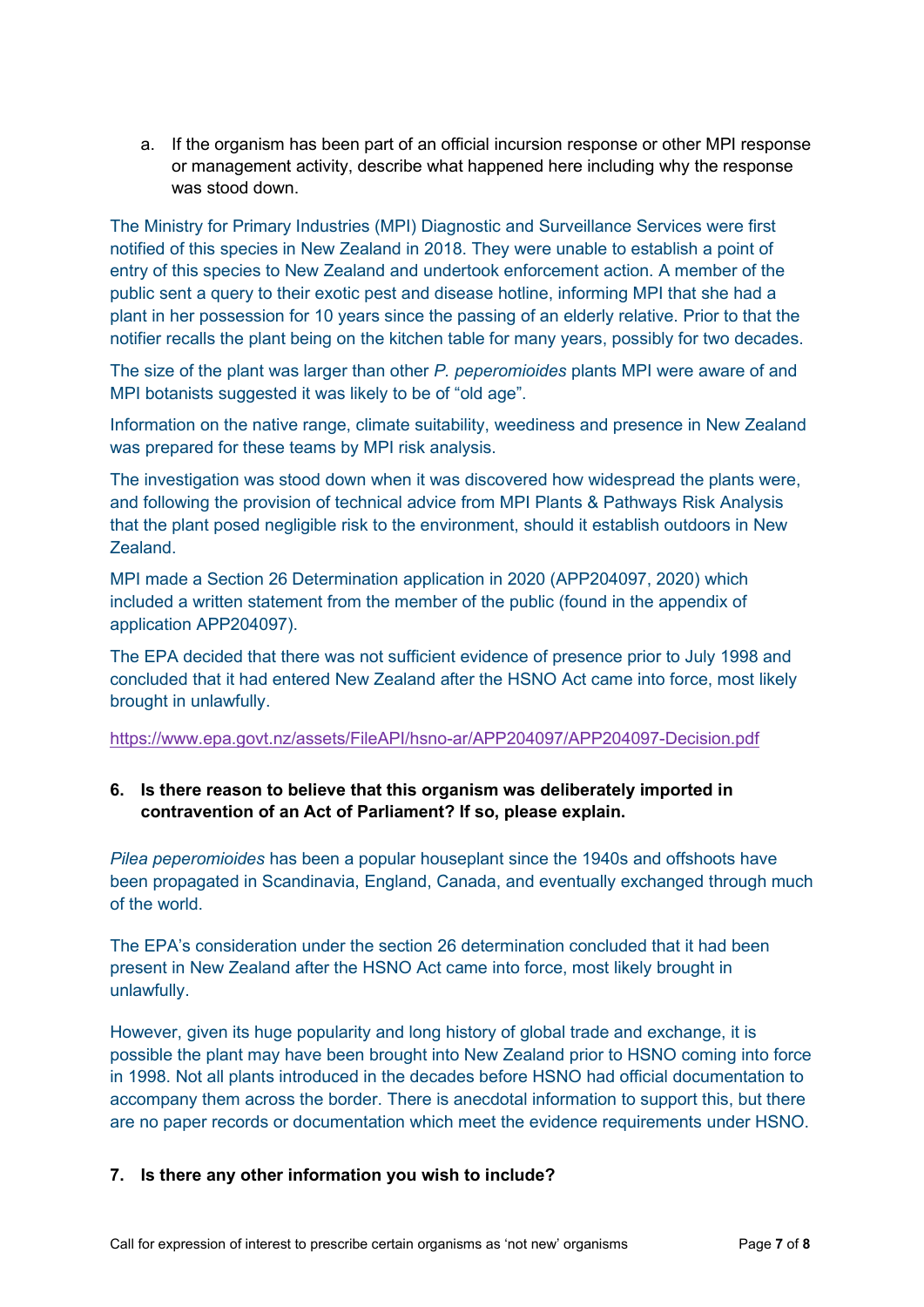a. If the organism has been part of an official incursion response or other MPI response or management activity, describe what happened here including why the response was stood down.

The Ministry for Primary Industries (MPI) Diagnostic and Surveillance Services were first notified of this species in New Zealand in 2018. They were unable to establish a point of entry of this species to New Zealand and undertook enforcement action. A member of the public sent a query to their exotic pest and disease hotline, informing MPI that she had a plant in her possession for 10 years since the passing of an elderly relative. Prior to that the notifier recalls the plant being on the kitchen table for many years, possibly for two decades.

The size of the plant was larger than other *P. peperomioides* plants MPI were aware of and MPI botanists suggested it was likely to be of "old age".

Information on the native range, climate suitability, weediness and presence in New Zealand was prepared for these teams by MPI risk analysis.

The investigation was stood down when it was discovered how widespread the plants were, and following the provision of technical advice from MPI Plants & Pathways Risk Analysis that the plant posed negligible risk to the environment, should it establish outdoors in New Zealand.

MPI made a Section 26 Determination application in 2020 (APP204097, 2020) which included a written statement from the member of the public (found in the appendix of application APP204097).

The EPA decided that there was not sufficient evidence of presence prior to July 1998 and concluded that it had entered New Zealand after the HSNO Act came into force, most likely brought in unlawfully.

https://www.epa.govt.nz/assets/FileAPI/hsno-ar/APP204097/APP204097-Decision.pdf

**6. Is there reason to believe that this organism was deliberately imported in contravention of an Act of Parliament? If so, please explain.**

*Pilea peperomioides* has been a popular houseplant since the 1940s and offshoots have been propagated in Scandinavia, England, Canada, and eventually exchanged through much of the world.

The EPA's consideration under the section 26 determination concluded that it had been present in New Zealand after the HSNO Act came into force, most likely brought in unlawfully.

However, given its huge popularity and long history of global trade and exchange, it is possible the plant may have been brought into New Zealand prior to HSNO coming into force in 1998. Not all plants introduced in the decades before HSNO had official documentation to accompany them across the border. There is anecdotal information to support this, but there are no paper records or documentation which meet the evidence requirements under HSNO.

**7. Is there any other information you wish to include?**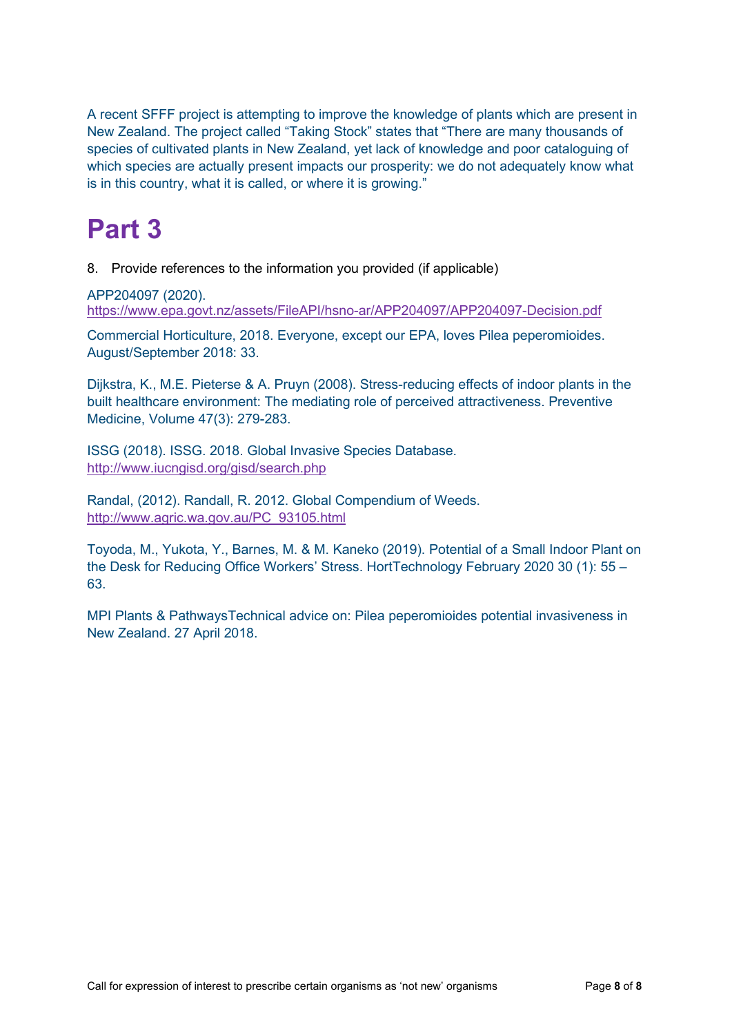A recent SFFF project is attempting to improve the knowledge of plants which are present in New Zealand. The project called "Taking Stock" states that "There are many thousands of species of cultivated plants in New Zealand, yet lack of knowledge and poor cataloguing of which species are actually present impacts our prosperity: we do not adequately know what is in this country, what it is called, or where it is growing."

# Part 3

8. Provide references to the information you provided (if applicable)

APP204097 (2020).
https://www.epa.govt.nz/assets/FileAPI/hsno-ar/APP204097/APP204097-Decision.pdf

Commercial Horticulture, 2018. Everyone, except our EPA, loves Pilea peperomioides. August/September 2018: 33.

Dijkstra, K., M.E. Pieterse & A. Pruyn (2008). Stress-reducing effects of indoor plants in the built healthcare environment: The mediating role of perceived attractiveness. Preventive Medicine, Volume 47(3): 279-283.

ISSG (2018). ISSG. 2018. Global Invasive Species Database.
http://www.iucngisd.org/gisd/search.php

Randal, (2012). Randall, R. 2012. Global Compendium of Weeds.
http://www.agric.wa.gov.au/PC_93105.html

Toyoda, M., Yukota, Y., Barnes, M. & M. Kaneko (2019). Potential of a Small Indoor Plant on the Desk for Reducing Office Workers' Stress. HortTechnology February 2020 30 (1): 55 – 63.

MPI Plants & PathwaysTechnical advice on: Pilea peperomioides potential invasiveness in New Zealand. 27 April 2018.